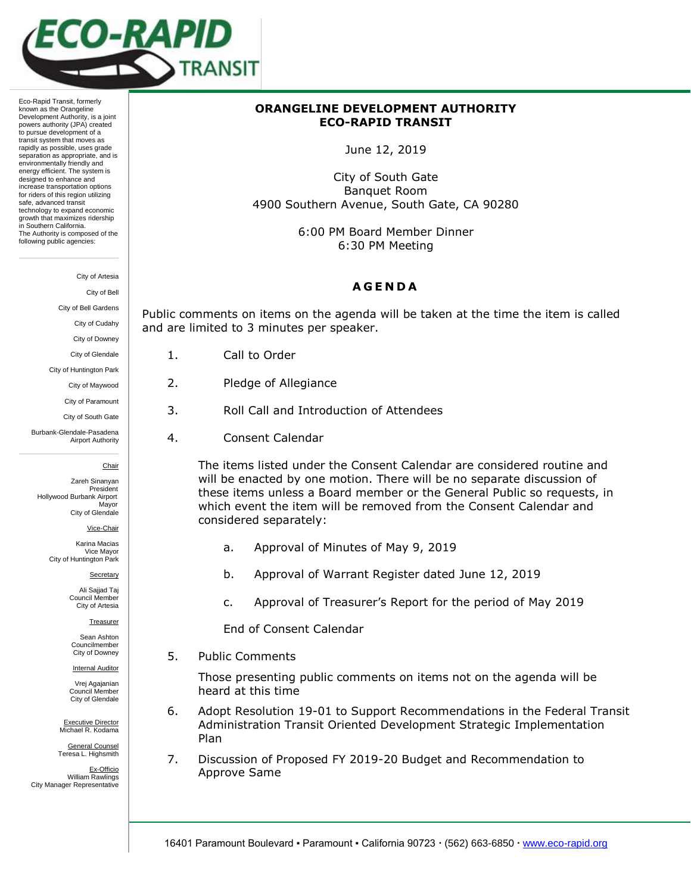ECO-RAPID TRANSIT

Eco-Rapid Transit, formerly known as the Orangeline Development Authority, is a joint powers authority (JPA) created to pursue development of a transit system that moves as rapidly as possible, uses grade separation as appropriate, and is environmentally friendly and energy efficient. The system is designed to enhance and increase transportation options for riders of this region utilizing safe, advanced transit technology to expand economic growth that maximizes ridership in Southern California.
The Authority is composed of the following public agencies:

City of Artesia
City of Bell
City of Bell Gardens
City of Cudahy
City of Downey
City of Glendale
City of Huntington Park
City of Maywood
City of Paramount
City of South Gate
Burbank-Glendale-Pasadena Airport Authority

Chair
Zareh Sinanyan
President
Hollywood Burbank Airport
Mayor
City of Glendale

Vice-Chair
Karina Macias
Vice Mayor
City of Huntington Park

Secretary
Ali Sajjad Taj
Council Member
City of Artesia

Treasurer
Sean Ashton
Councilmember
City of Downey

Internal Auditor
Vrej Agajanian
Council Member
City of Glendale

Executive Director
Michael R. Kodama

General Counsel
Teresa L. Highsmith

Ex-Officio
William Rawlings
City Manager Representative

**ORANGELINE DEVELOPMENT AUTHORITY**
**ECO-RAPID TRANSIT**

June 12, 2019

City of South Gate
Banquet Room
4900 Southern Avenue, South Gate, CA 90280

6:00 PM Board Member Dinner
6:30 PM Meeting

## AGENDA

Public comments on items on the agenda will be taken at the time the item is called and are limited to 3 minutes per speaker.

1. Call to Order
2. Pledge of Allegiance
3. Roll Call and Introduction of Attendees
4. Consent Calendar

   The items listed under the Consent Calendar are considered routine and will be enacted by one motion. There will be no separate discussion of these items unless a Board member or the General Public so requests, in which event the item will be removed from the Consent Calendar and considered separately:

   a. Approval of Minutes of May 9, 2019

   b. Approval of Warrant Register dated June 12, 2019

   c. Approval of Treasurer's Report for the period of May 2019

   End of Consent Calendar

5. Public Comments

   Those presenting public comments on items not on the agenda will be heard at this time

6. Adopt Resolution 19-01 to Support Recommendations in the Federal Transit Administration Transit Oriented Development Strategic Implementation Plan
7. Discussion of Proposed FY 2019-20 Budget and Recommendation to Approve Same

16401 Paramount Boulevard ▪ Paramount ▪ California 90723 · (562) 663-6850 · www.eco-rapid.org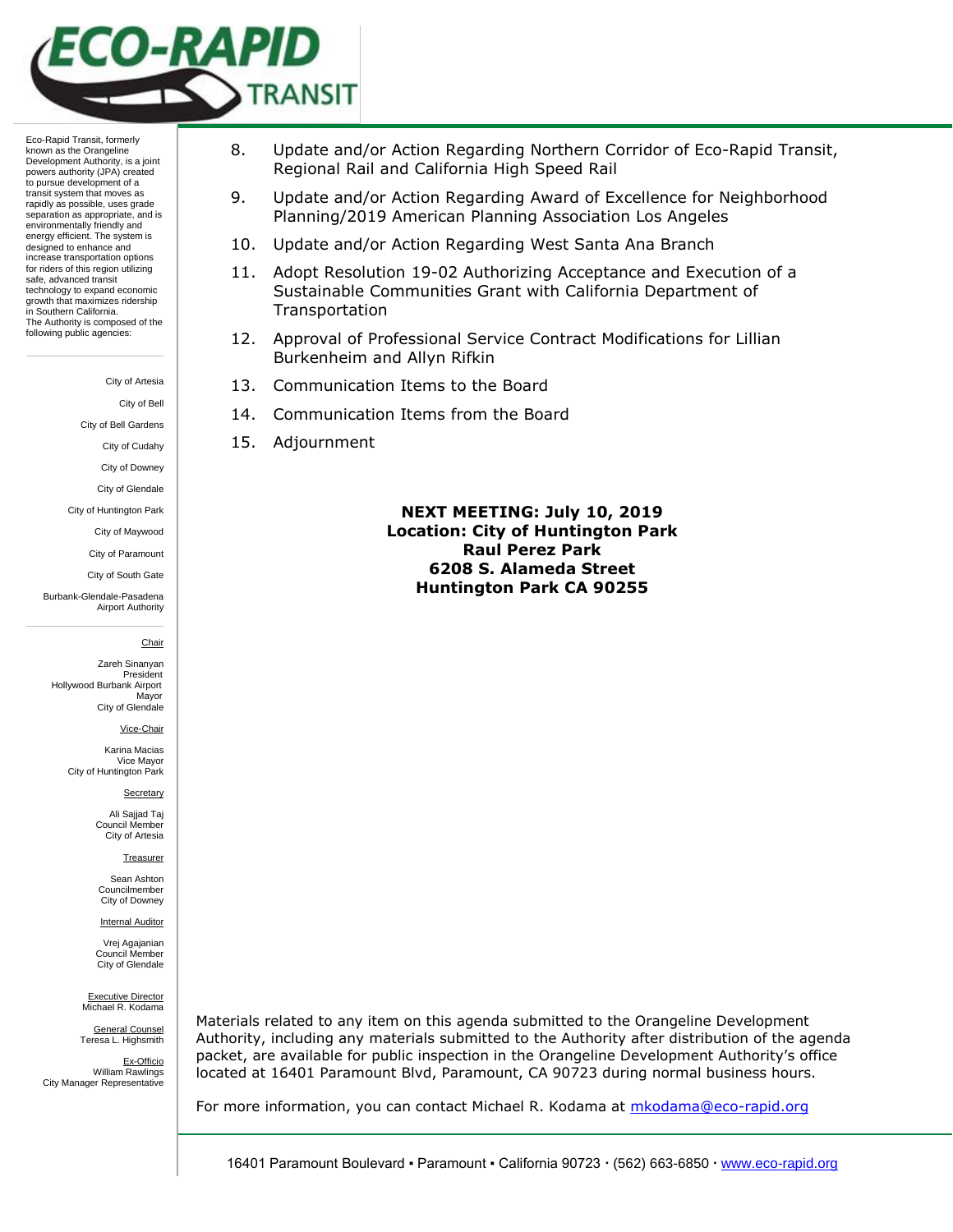Eco-Rapid Transit, formerly known as the Orangeline Development Authority, is a joint powers authority (JPA) created to pursue development of a transit system that moves as rapidly as possible, uses grade separation as appropriate, and is environmentally friendly and energy efficient. The system is designed to enhance and increase transportation options for riders of this region utilizing safe, advanced transit technology to expand economic growth that maximizes ridership in Southern California.
The Authority is composed of the following public agencies:

City of Artesia
City of Bell
City of Bell Gardens
City of Cudahy
City of Downey
City of Glendale
City of Huntington Park
City of Maywood
City of Paramount
City of South Gate
Burbank-Glendale-Pasadena Airport Authority

Chair
Zareh Sinanyan
President
Hollywood Burbank Airport
Mayor
City of Glendale

Vice-Chair
Karina Macias
Vice Mayor
City of Huntington Park

Secretary
Ali Sajjad Taj
Council Member
City of Artesia

Treasurer
Sean Ashton
Councilmember
City of Downey

Internal Auditor
Vrej Agajanian
Council Member
City of Glendale

Executive Director
Michael R. Kodama

General Counsel
Teresa L. Highsmith

Ex-Officio
William Rawlings
City Manager Representative

8. Update and/or Action Regarding Northern Corridor of Eco-Rapid Transit, Regional Rail and California High Speed Rail
9. Update and/or Action Regarding Award of Excellence for Neighborhood Planning/2019 American Planning Association Los Angeles
10. Update and/or Action Regarding West Santa Ana Branch
11. Adopt Resolution 19-02 Authorizing Acceptance and Execution of a Sustainable Communities Grant with California Department of Transportation
12. Approval of Professional Service Contract Modifications for Lillian Burkenheim and Allyn Rifkin
13. Communication Items to the Board
14. Communication Items from the Board
15. Adjournment

**NEXT MEETING: July 10, 2019**
**Location: City of Huntington Park**
**Raul Perez Park**
**6208 S. Alameda Street**
**Huntington Park CA 90255**

Materials related to any item on this agenda submitted to the Orangeline Development Authority, including any materials submitted to the Authority after distribution of the agenda packet, are available for public inspection in the Orangeline Development Authority's office located at 16401 Paramount Blvd, Paramount, CA 90723 during normal business hours.

For more information, you can contact Michael R. Kodama at mkodama@eco-rapid.org

16401 Paramount Boulevard ▪ Paramount ▪ California 90723 · (562) 663-6850 · www.eco-rapid.org